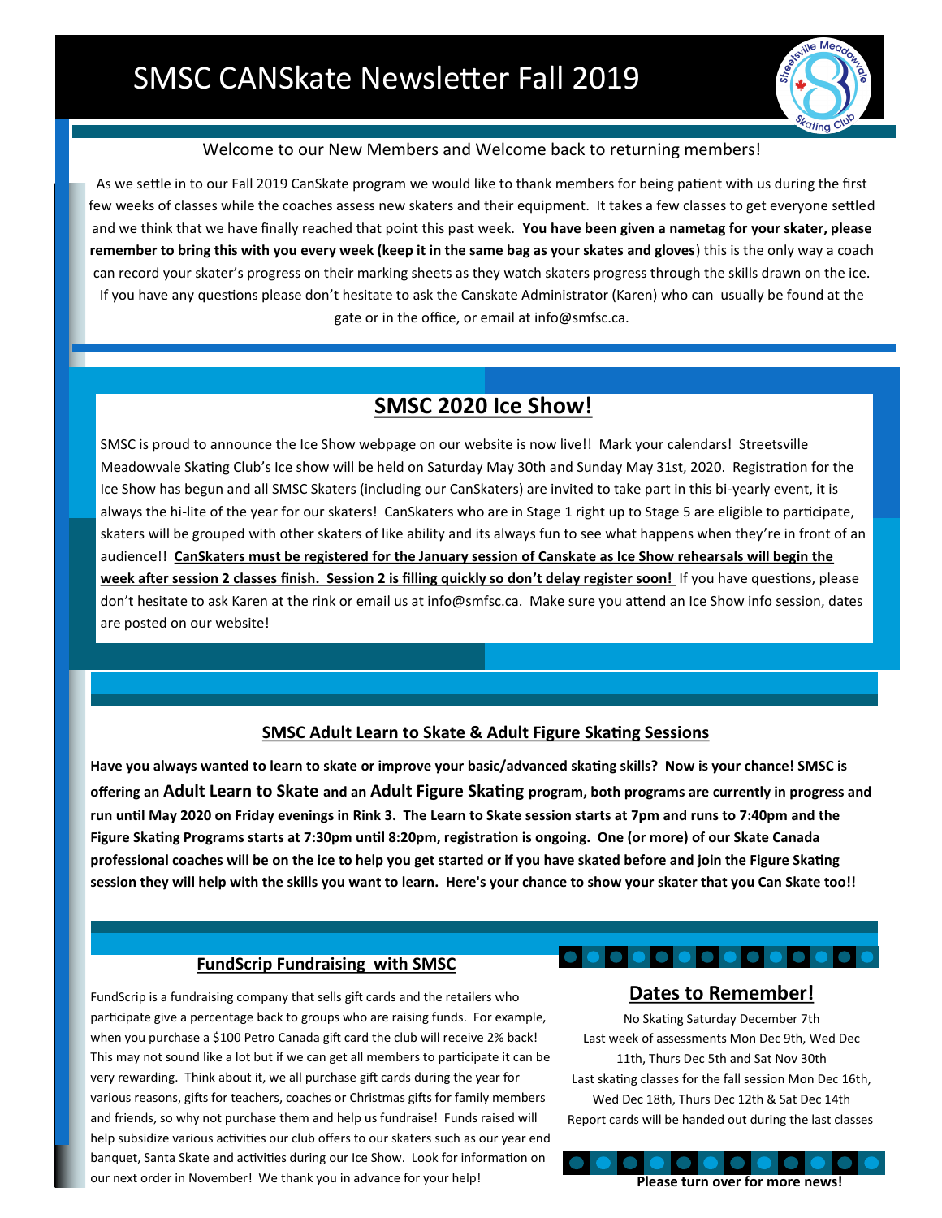# SMSC CANSkate Newsletter Fall 2019

Welcome to our New Members and Welcome back to returning members!

As we settle in to our Fall 2019 CanSkate program we would like to thank members for being patient with us during the first few weeks of classes while the coaches assess new skaters and their equipment. It takes a few classes to get everyone settled and we think that we have finally reached that point this past week. **You have been given a nametag for your skater, please remember to bring this with you every week (keep it in the same bag as your skates and gloves**) this is the only way a coach can record your skater's progress on their marking sheets as they watch skaters progress through the skills drawn on the ice. If you have any questions please don't hesitate to ask the Canskate Administrator (Karen) who can usually be found at the gate or in the office, or email at info@smfsc.ca.

## SMSC 2020 Ice Show!

SMSC is proud to announce the Ice Show webpage on our website is now live!! Mark your calendars! Streetsville Meadowvale Skating Club's Ice show will be held on Saturday May 30th and Sunday May 31st, 2020. Registration for the Ice Show has begun and all SMSC Skaters (including our CanSkaters) are invited to take part in this bi-yearly event, it is always the hi-lite of the year for our skaters! CanSkaters who are in Stage 1 right up to Stage 5 are eligible to participate, skaters will be grouped with other skaters of like ability and its always fun to see what happens when they're in front of an audience!! **CanSkaters must be registered for the January session of Canskate as Ice Show rehearsals will begin the week after session 2 classes finish. Session 2 is filling quickly so don't delay register soon!** If you have questions, please don't hesitate to ask Karen at the rink or email us at info@smfsc.ca. Make sure you attend an Ice Show info session, dates are posted on our website!

## SMSC Adult Learn to Skate & Adult Figure Skating Sessions

**Have you always wanted to learn to skate or improve your basic/advanced skating skills? Now is your chance! SMSC is offering an Adult Learn to Skate and an Adult Figure Skating program, both programs are currently in progress and run until May 2020 on Friday evenings in Rink 3. The Learn to Skate session starts at 7pm and runs to 7:40pm and the Figure Skating Programs starts at 7:30pm until 8:20pm, registration is ongoing. One (or more) of our Skate Canada professional coaches will be on the ice to help you get started or if you have skated before and join the Figure Skating session they will help with the skills you want to learn. Here's your chance to show your skater that you Can Skate too!!**

## FundScrip Fundraising with SMSC

FundScrip is a fundraising company that sells gift cards and the retailers who participate give a percentage back to groups who are raising funds. For example, when you purchase a $100 Petro Canada gift card the club will receive 2% back! This may not sound like a lot but if we can get all members to participate it can be very rewarding. Think about it, we all purchase gift cards during the year for various reasons, gifts for teachers, coaches or Christmas gifts for family members and friends, so why not purchase them and help us fundraise! Funds raised will help subsidize various activities our club offers to our skaters such as our year end banquet, Santa Skate and activities during our Ice Show. Look for information on our next order in November! We thank you in advance for your help!

## Dates to Remember!

No Skating Saturday December 7th

Last week of assessments Mon Dec 9th, Wed Dec 11th, Thurs Dec 5th and Sat Nov 30th

Last skating classes for the fall session Mon Dec 16th, Wed Dec 18th, Thurs Dec 12th & Sat Dec 14th

Report cards will be handed out during the last classes

**Please turn over for more news!**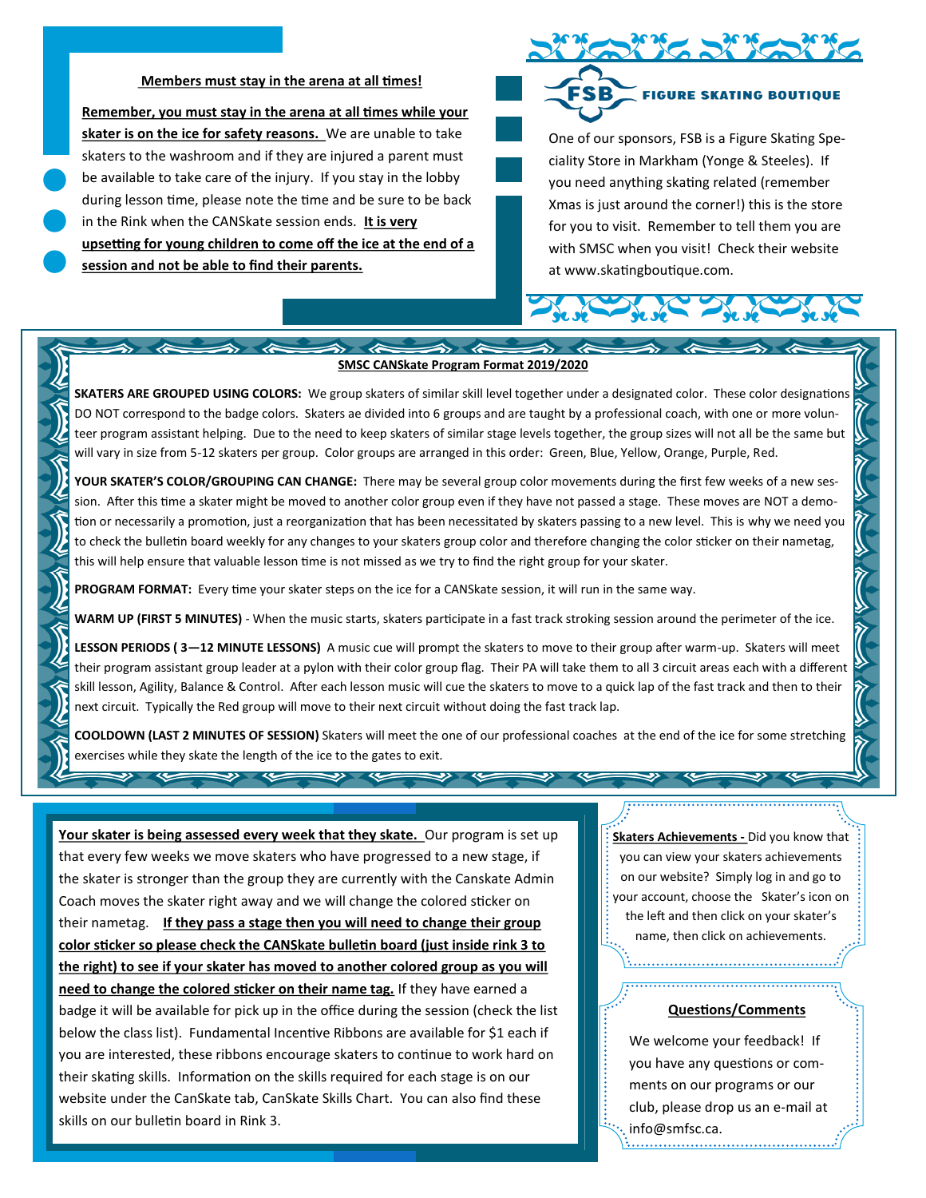**Members must stay in the arena at all times!**

**Remember, you must stay in the arena at all times while your skater is on the ice for safety reasons.** We are unable to take skaters to the washroom and if they are injured a parent must be available to take care of the injury. If you stay in the lobby during lesson time, please note the time and be sure to be back in the Rink when the CANSkate session ends. **It is very upsetting for young children to come off the ice at the end of a session and not be able to find their parents.**

**FSB FIGURE SKATING BOUTIQUE**

One of our sponsors, FSB is a Figure Skating Speciality Store in Markham (Yonge & Steeles). If you need anything skating related (remember Xmas is just around the corner!) this is the store for you to visit. Remember to tell them you are with SMSC when you visit! Check their website at www.skatingboutique.com.

## SMSC CANSkate Program Format 2019/2020

**SKATERS ARE GROUPED USING COLORS:** We group skaters of similar skill level together under a designated color. These color designations DO NOT correspond to the badge colors. Skaters ae divided into 6 groups and are taught by a professional coach, with one or more volunteer program assistant helping. Due to the need to keep skaters of similar stage levels together, the group sizes will not all be the same but will vary in size from 5-12 skaters per group. Color groups are arranged in this order: Green, Blue, Yellow, Orange, Purple, Red.

**YOUR SKATER'S COLOR/GROUPING CAN CHANGE:** There may be several group color movements during the first few weeks of a new session. After this time a skater might be moved to another color group even if they have not passed a stage. These moves are NOT a demotion or necessarily a promotion, just a reorganization that has been necessitated by skaters passing to a new level. This is why we need you to check the bulletin board weekly for any changes to your skaters group color and therefore changing the color sticker on their nametag, this will help ensure that valuable lesson time is not missed as we try to find the right group for your skater.

**PROGRAM FORMAT:** Every time your skater steps on the ice for a CANSkate session, it will run in the same way.

**WARM UP (FIRST 5 MINUTES)** - When the music starts, skaters participate in a fast track stroking session around the perimeter of the ice.

**LESSON PERIODS ( 3—12 MINUTE LESSONS)** A music cue will prompt the skaters to move to their group after warm-up. Skaters will meet their program assistant group leader at a pylon with their color group flag. Their PA will take them to all 3 circuit areas each with a different skill lesson, Agility, Balance & Control. After each lesson music will cue the skaters to move to a quick lap of the fast track and then to their next circuit. Typically the Red group will move to their next circuit without doing the fast track lap.

**COOLDOWN (LAST 2 MINUTES OF SESSION)** Skaters will meet the one of our professional coaches at the end of the ice for some stretching exercises while they skate the length of the ice to the gates to exit.

**Your skater is being assessed every week that they skate.** Our program is set up that every few weeks we move skaters who have progressed to a new stage, if the skater is stronger than the group they are currently with the Canskate Admin Coach moves the skater right away and we will change the colored sticker on their nametag. **If they pass a stage then you will need to change their group color sticker so please check the CANSkate bulletin board (just inside rink 3 to the right) to see if your skater has moved to another colored group as you will need to change the colored sticker on their name tag.** If they have earned a badge it will be available for pick up in the office during the session (check the list below the class list). Fundamental Incentive Ribbons are available for $1 each if you are interested, these ribbons encourage skaters to continue to work hard on their skating skills. Information on the skills required for each stage is on our website under the CanSkate tab, CanSkate Skills Chart. You can also find these skills on our bulletin board in Rink 3.

**Skaters Achievements -** Did you know that you can view your skaters achievements on our website? Simply log in and go to your account, choose the Skater's icon on the left and then click on your skater's name, then click on achievements.

**Questions/Comments**

We welcome your feedback! If you have any questions or comments on our programs or our club, please drop us an e-mail at info@smfsc.ca.